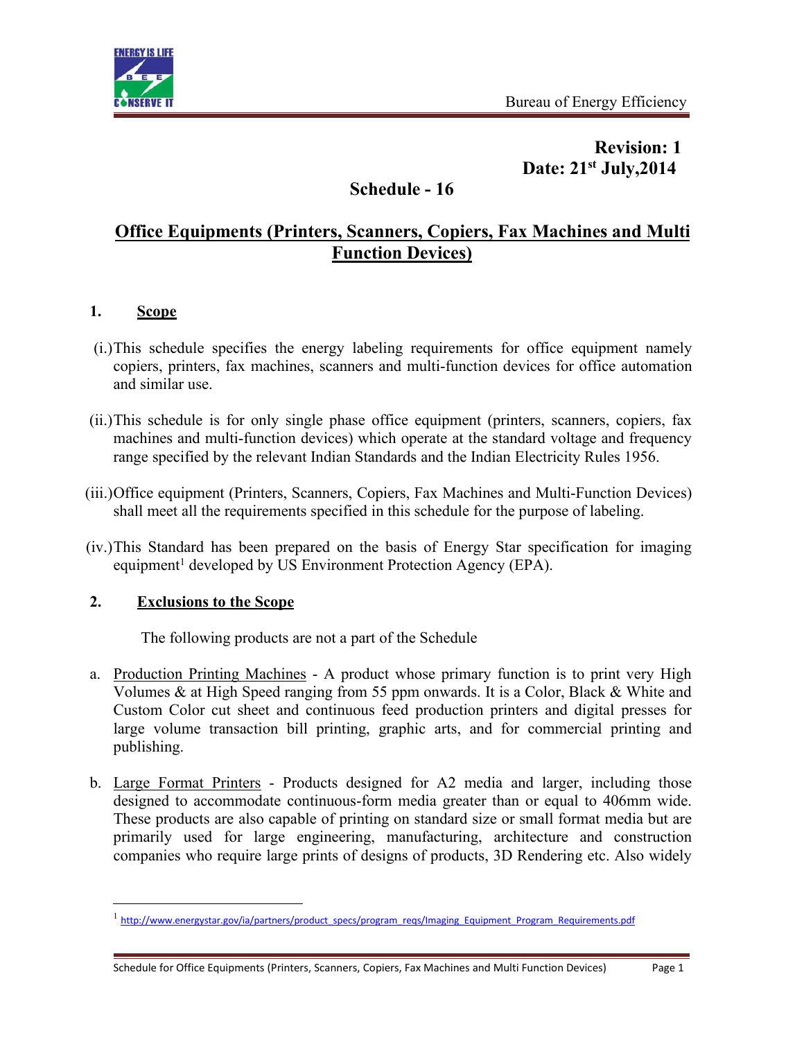**Revision: 1**
**Date: 21st July,2014**

# Schedule - 16

## Office Equipments (Printers, Scanners, Copiers, Fax Machines and Multi Function Devices)

### 1. Scope

(i.) This schedule specifies the energy labeling requirements for office equipment namely copiers, printers, fax machines, scanners and multi-function devices for office automation and similar use.

(ii.) This schedule is for only single phase office equipment (printers, scanners, copiers, fax machines and multi-function devices) which operate at the standard voltage and frequency range specified by the relevant Indian Standards and the Indian Electricity Rules 1956.

(iii.) Office equipment (Printers, Scanners, Copiers, Fax Machines and Multi-Function Devices) shall meet all the requirements specified in this schedule for the purpose of labeling.

(iv.) This Standard has been prepared on the basis of Energy Star specification for imaging equipment[1] developed by US Environment Protection Agency (EPA).

### 2. Exclusions to the Scope

The following products are not a part of the Schedule

a. Production Printing Machines - A product whose primary function is to print very High Volumes & at High Speed ranging from 55 ppm onwards. It is a Color, Black & White and Custom Color cut sheet and continuous feed production printers and digital presses for large volume transaction bill printing, graphic arts, and for commercial printing and publishing.

b. Large Format Printers - Products designed for A2 media and larger, including those designed to accommodate continuous-form media greater than or equal to 406mm wide. These products are also capable of printing on standard size or small format media but are primarily used for large engineering, manufacturing, architecture and construction companies who require large prints of designs of products, 3D Rendering etc. Also widely

---

[1] http://www.energystar.gov/ia/partners/product_specs/program_reqs/Imaging_Equipment_Program_Requirements.pdf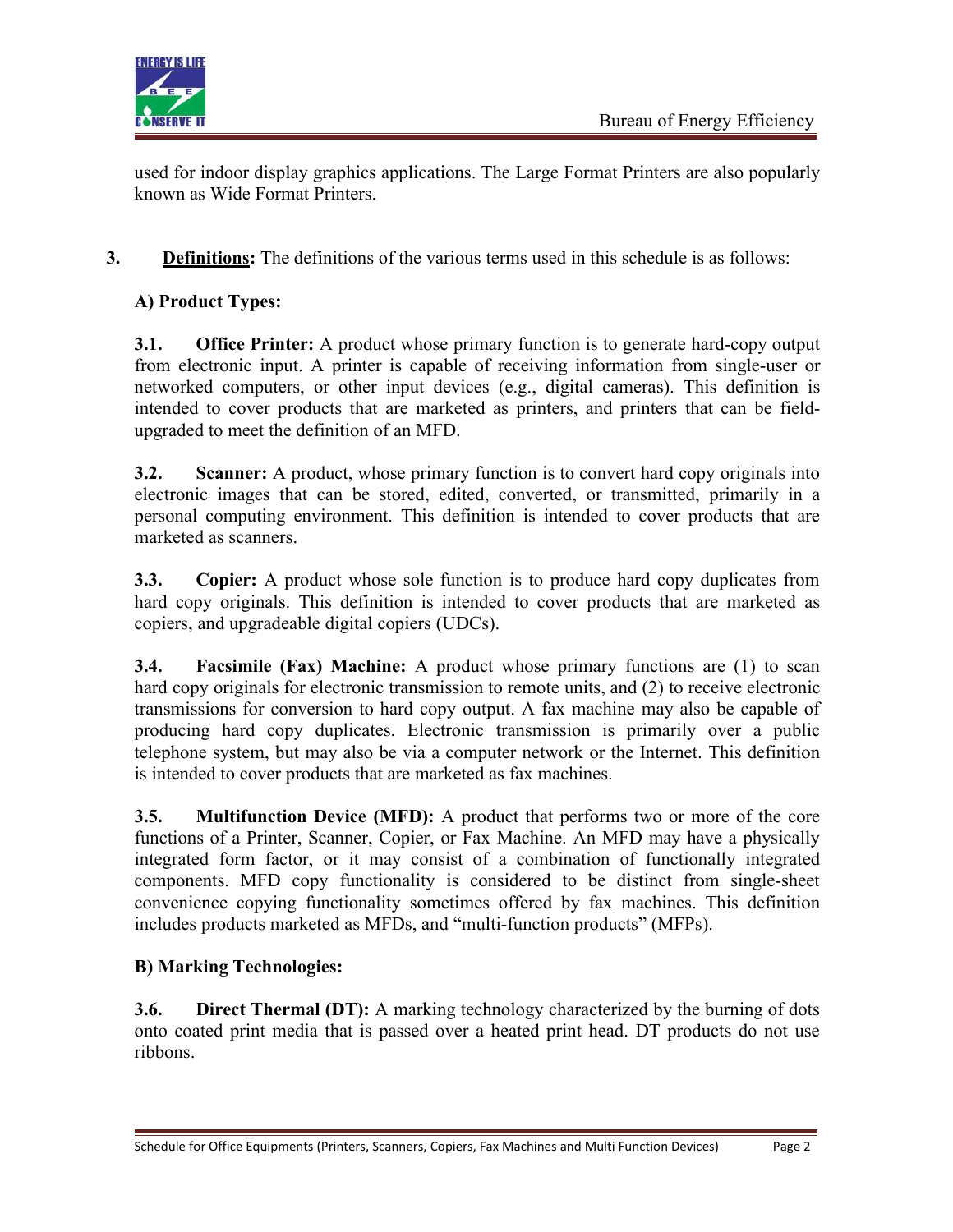used for indoor display graphics applications. The Large Format Printers are also popularly known as Wide Format Printers.

**3. Definitions:** The definitions of the various terms used in this schedule is as follows:

**A) Product Types:**

**3.1. Office Printer:** A product whose primary function is to generate hard-copy output from electronic input. A printer is capable of receiving information from single-user or networked computers, or other input devices (e.g., digital cameras). This definition is intended to cover products that are marketed as printers, and printers that can be field-upgraded to meet the definition of an MFD.

**3.2. Scanner:** A product, whose primary function is to convert hard copy originals into electronic images that can be stored, edited, converted, or transmitted, primarily in a personal computing environment. This definition is intended to cover products that are marketed as scanners.

**3.3. Copier:** A product whose sole function is to produce hard copy duplicates from hard copy originals. This definition is intended to cover products that are marketed as copiers, and upgradeable digital copiers (UDCs).

**3.4. Facsimile (Fax) Machine:** A product whose primary functions are (1) to scan hard copy originals for electronic transmission to remote units, and (2) to receive electronic transmissions for conversion to hard copy output. A fax machine may also be capable of producing hard copy duplicates. Electronic transmission is primarily over a public telephone system, but may also be via a computer network or the Internet. This definition is intended to cover products that are marketed as fax machines.

**3.5. Multifunction Device (MFD):** A product that performs two or more of the core functions of a Printer, Scanner, Copier, or Fax Machine. An MFD may have a physically integrated form factor, or it may consist of a combination of functionally integrated components. MFD copy functionality is considered to be distinct from single-sheet convenience copying functionality sometimes offered by fax machines. This definition includes products marketed as MFDs, and "multi-function products" (MFPs).

**B) Marking Technologies:**

**3.6. Direct Thermal (DT):** A marking technology characterized by the burning of dots onto coated print media that is passed over a heated print head. DT products do not use ribbons.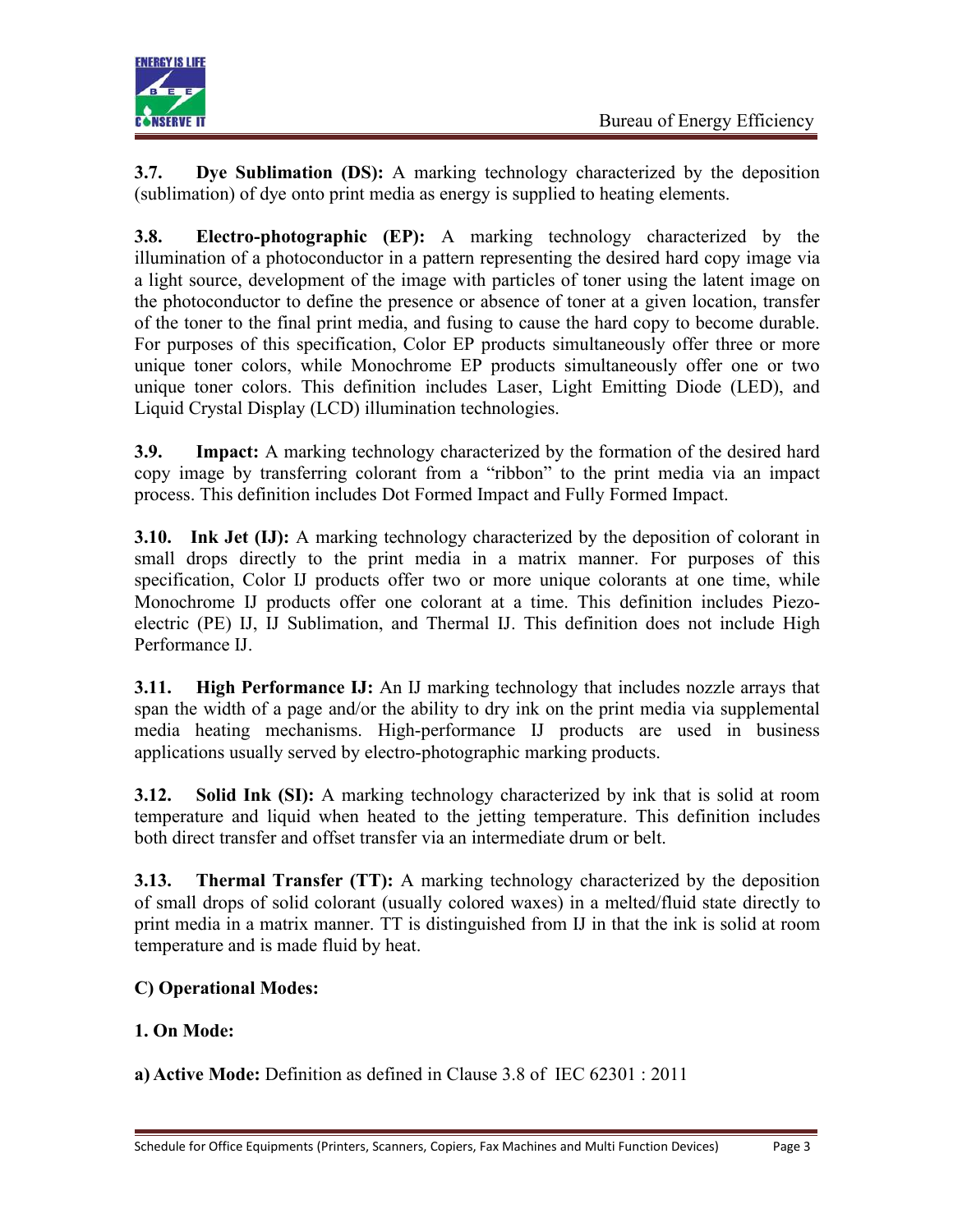**3.7. Dye Sublimation (DS):** A marking technology characterized by the deposition (sublimation) of dye onto print media as energy is supplied to heating elements.

**3.8. Electro-photographic (EP):** A marking technology characterized by the illumination of a photoconductor in a pattern representing the desired hard copy image via a light source, development of the image with particles of toner using the latent image on the photoconductor to define the presence or absence of toner at a given location, transfer of the toner to the final print media, and fusing to cause the hard copy to become durable. For purposes of this specification, Color EP products simultaneously offer three or more unique toner colors, while Monochrome EP products simultaneously offer one or two unique toner colors. This definition includes Laser, Light Emitting Diode (LED), and Liquid Crystal Display (LCD) illumination technologies.

**3.9. Impact:** A marking technology characterized by the formation of the desired hard copy image by transferring colorant from a "ribbon" to the print media via an impact process. This definition includes Dot Formed Impact and Fully Formed Impact.

**3.10. Ink Jet (IJ):** A marking technology characterized by the deposition of colorant in small drops directly to the print media in a matrix manner. For purposes of this specification, Color IJ products offer two or more unique colorants at one time, while Monochrome IJ products offer one colorant at a time. This definition includes Piezo-electric (PE) IJ, IJ Sublimation, and Thermal IJ. This definition does not include High Performance IJ.

**3.11. High Performance IJ:** An IJ marking technology that includes nozzle arrays that span the width of a page and/or the ability to dry ink on the print media via supplemental media heating mechanisms. High-performance IJ products are used in business applications usually served by electro-photographic marking products.

**3.12. Solid Ink (SI):** A marking technology characterized by ink that is solid at room temperature and liquid when heated to the jetting temperature. This definition includes both direct transfer and offset transfer via an intermediate drum or belt.

**3.13. Thermal Transfer (TT):** A marking technology characterized by the deposition of small drops of solid colorant (usually colored waxes) in a melted/fluid state directly to print media in a matrix manner. TT is distinguished from IJ in that the ink is solid at room temperature and is made fluid by heat.

**C) Operational Modes:**

**1. On Mode:**

**a) Active Mode:** Definition as defined in Clause 3.8 of IEC 62301 : 2011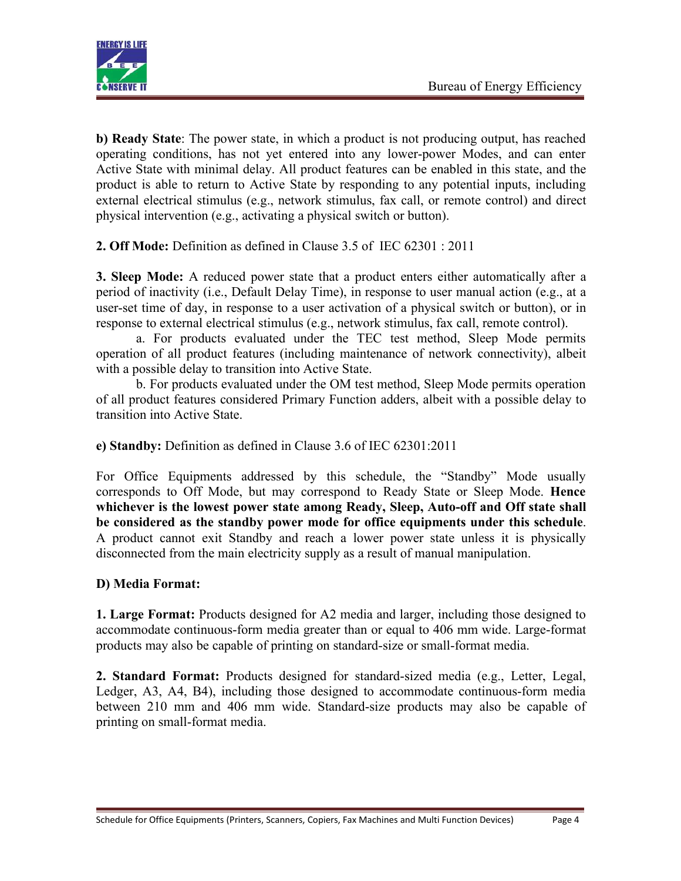**b) Ready State**: The power state, in which a product is not producing output, has reached operating conditions, has not yet entered into any lower-power Modes, and can enter Active State with minimal delay. All product features can be enabled in this state, and the product is able to return to Active State by responding to any potential inputs, including external electrical stimulus (e.g., network stimulus, fax call, or remote control) and direct physical intervention (e.g., activating a physical switch or button).

**2. Off Mode:** Definition as defined in Clause 3.5 of IEC 62301 : 2011

**3. Sleep Mode:** A reduced power state that a product enters either automatically after a period of inactivity (i.e., Default Delay Time), in response to user manual action (e.g., at a user-set time of day, in response to a user activation of a physical switch or button), or in response to external electrical stimulus (e.g., network stimulus, fax call, remote control).

a. For products evaluated under the TEC test method, Sleep Mode permits operation of all product features (including maintenance of network connectivity), albeit with a possible delay to transition into Active State.

b. For products evaluated under the OM test method, Sleep Mode permits operation of all product features considered Primary Function adders, albeit with a possible delay to transition into Active State.

**e) Standby:** Definition as defined in Clause 3.6 of IEC 62301:2011

For Office Equipments addressed by this schedule, the "Standby" Mode usually corresponds to Off Mode, but may correspond to Ready State or Sleep Mode. **Hence whichever is the lowest power state among Ready, Sleep, Auto-off and Off state shall be considered as the standby power mode for office equipments under this schedule**. A product cannot exit Standby and reach a lower power state unless it is physically disconnected from the main electricity supply as a result of manual manipulation.

**D) Media Format:**

**1. Large Format:** Products designed for A2 media and larger, including those designed to accommodate continuous-form media greater than or equal to 406 mm wide. Large-format products may also be capable of printing on standard-size or small-format media.

**2. Standard Format:** Products designed for standard-sized media (e.g., Letter, Legal, Ledger, A3, A4, B4), including those designed to accommodate continuous-form media between 210 mm and 406 mm wide. Standard-size products may also be capable of printing on small-format media.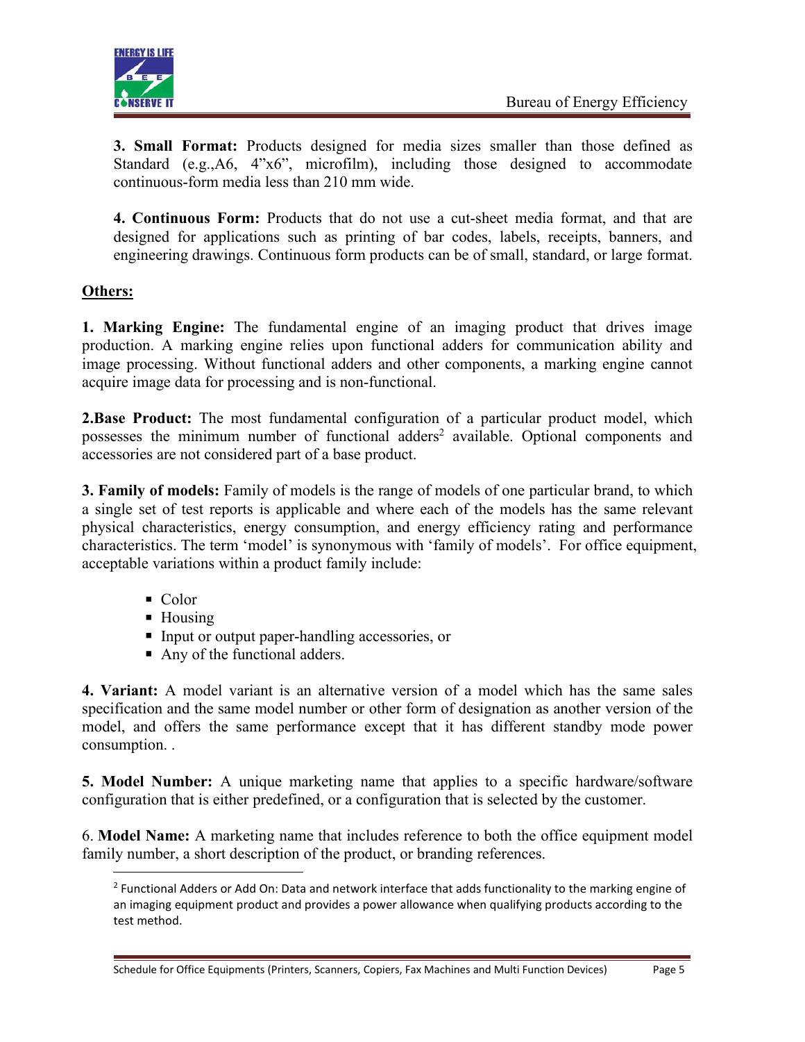**3. Small Format:** Products designed for media sizes smaller than those defined as Standard (e.g.,A6, 4”x6”, microfilm), including those designed to accommodate continuous-form media less than 210 mm wide.

**4. Continuous Form:** Products that do not use a cut-sheet media format, and that are designed for applications such as printing of bar codes, labels, receipts, banners, and engineering drawings. Continuous form products can be of small, standard, or large format.

**Others:**

**1. Marking Engine:** The fundamental engine of an imaging product that drives image production. A marking engine relies upon functional adders for communication ability and image processing. Without functional adders and other components, a marking engine cannot acquire image data for processing and is non-functional.

**2.Base Product:** The most fundamental configuration of a particular product model, which possesses the minimum number of functional adders[2] available. Optional components and accessories are not considered part of a base product.

**3. Family of models:** Family of models is the range of models of one particular brand, to which a single set of test reports is applicable and where each of the models has the same relevant physical characteristics, energy consumption, and energy efficiency rating and performance characteristics. The term ‘model’ is synonymous with ‘family of models’. For office equipment, acceptable variations within a product family include:

- Color
- Housing
- Input or output paper-handling accessories, or
- Any of the functional adders.

**4. Variant:** A model variant is an alternative version of a model which has the same sales specification and the same model number or other form of designation as another version of the model, and offers the same performance except that it has different standby mode power consumption. .

**5. Model Number:** A unique marketing name that applies to a specific hardware/software configuration that is either predefined, or a configuration that is selected by the customer.

6. **Model Name:** A marketing name that includes reference to both the office equipment model family number, a short description of the product, or branding references.

[2] Functional Adders or Add On: Data and network interface that adds functionality to the marking engine of an imaging equipment product and provides a power allowance when qualifying products according to the test method.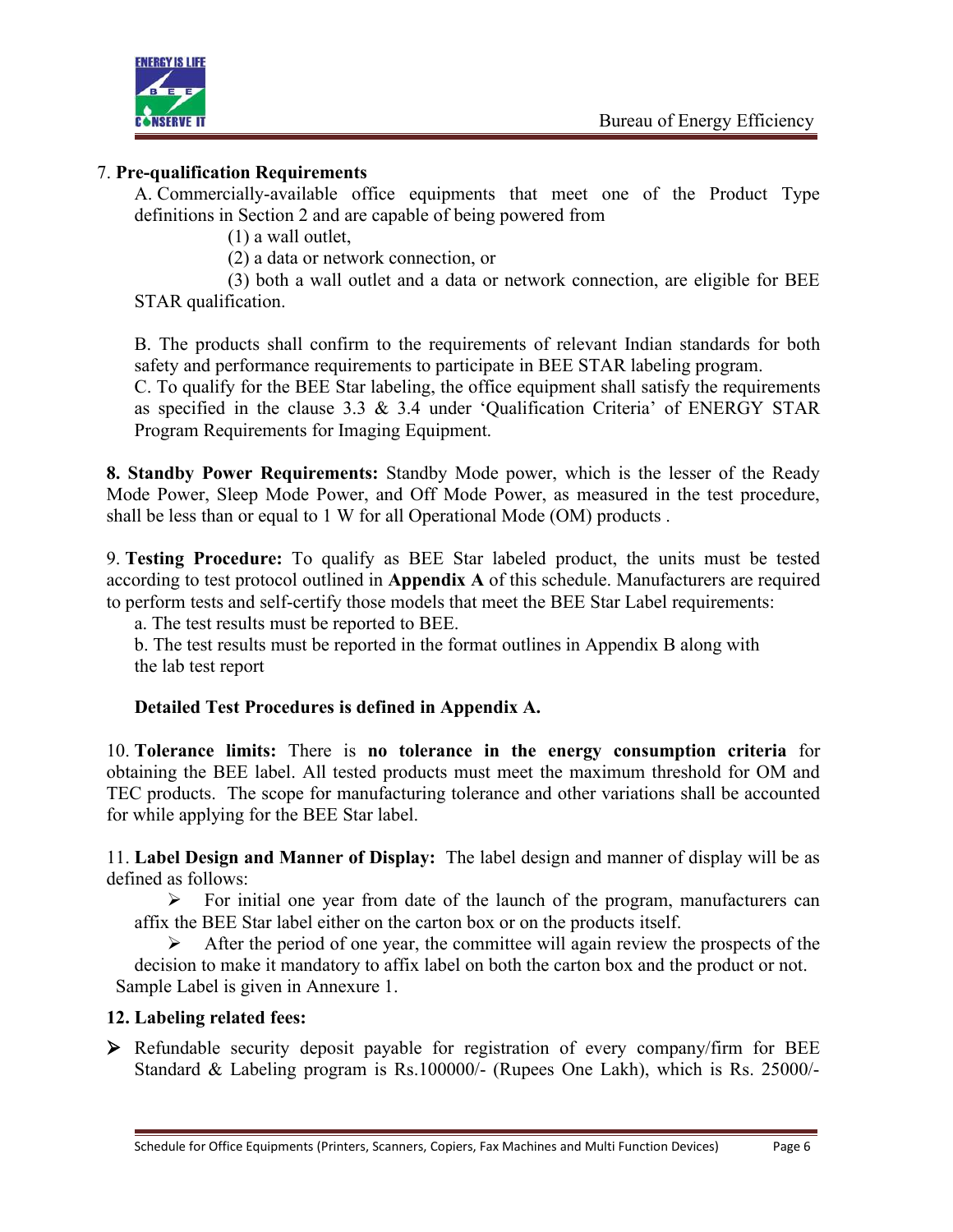7. **Pre-qualification Requirements**

A. Commercially-available office equipments that meet one of the Product Type definitions in Section 2 and are capable of being powered from

(1) a wall outlet,

(2) a data or network connection, or

(3) both a wall outlet and a data or network connection, are eligible for BEE STAR qualification.

B. The products shall confirm to the requirements of relevant Indian standards for both safety and performance requirements to participate in BEE STAR labeling program.

C. To qualify for the BEE Star labeling, the office equipment shall satisfy the requirements as specified in the clause 3.3 & 3.4 under 'Qualification Criteria' of ENERGY STAR Program Requirements for Imaging Equipment.

**8. Standby Power Requirements:** Standby Mode power, which is the lesser of the Ready Mode Power, Sleep Mode Power, and Off Mode Power, as measured in the test procedure, shall be less than or equal to 1 W for all Operational Mode (OM) products .

9. **Testing Procedure:** To qualify as BEE Star labeled product, the units must be tested according to test protocol outlined in **Appendix A** of this schedule. Manufacturers are required to perform tests and self-certify those models that meet the BEE Star Label requirements:

a. The test results must be reported to BEE.

b. The test results must be reported in the format outlines in Appendix B along with the lab test report

**Detailed Test Procedures is defined in Appendix A.**

10. **Tolerance limits:** There is **no tolerance in the energy consumption criteria** for obtaining the BEE label. All tested products must meet the maximum threshold for OM and TEC products. The scope for manufacturing tolerance and other variations shall be accounted for while applying for the BEE Star label.

11. **Label Design and Manner of Display:** The label design and manner of display will be as defined as follows:

- For initial one year from date of the launch of the program, manufacturers can affix the BEE Star label either on the carton box or on the products itself.
- After the period of one year, the committee will again review the prospects of the decision to make it mandatory to affix label on both the carton box and the product or not.

Sample Label is given in Annexure 1.

**12. Labeling related fees:**

- Refundable security deposit payable for registration of every company/firm for BEE Standard & Labeling program is Rs.100000/- (Rupees One Lakh), which is Rs. 25000/-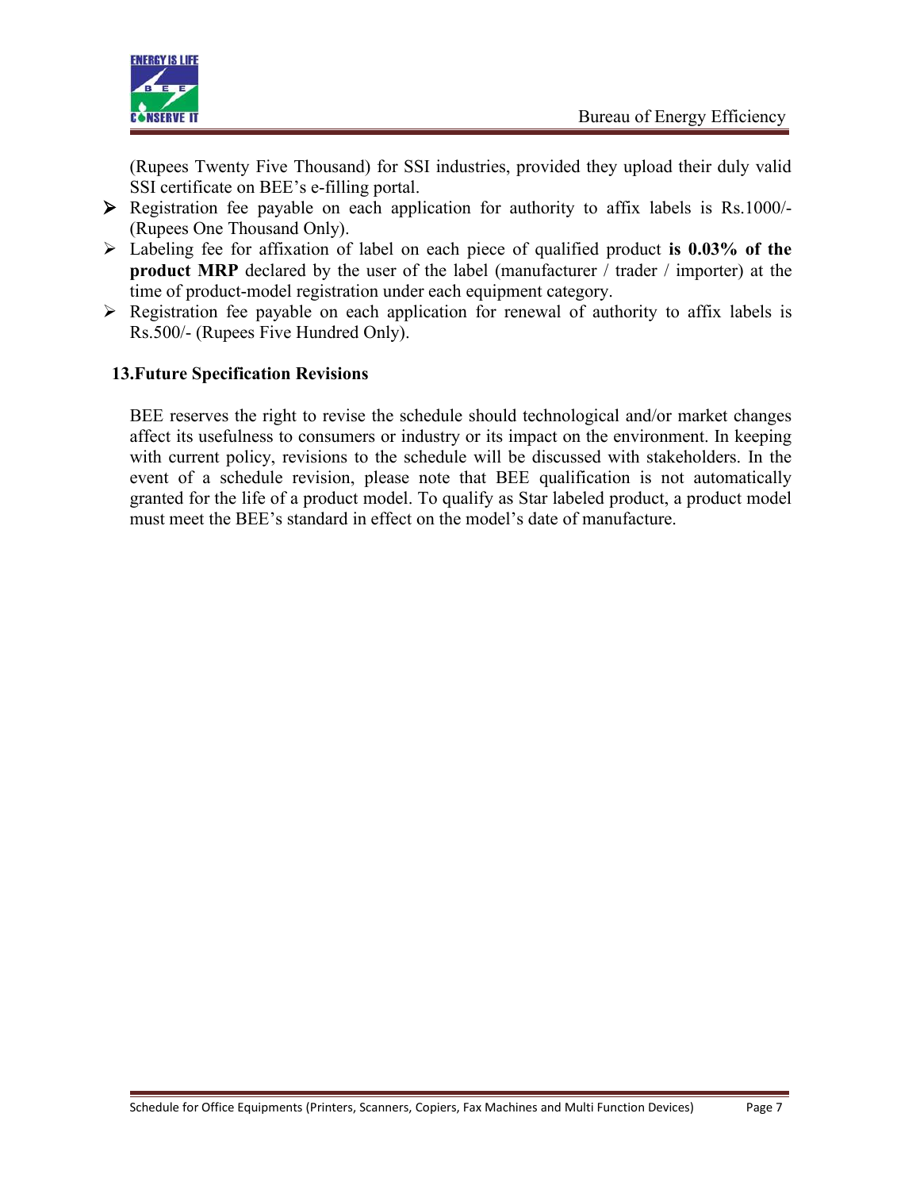(Rupees Twenty Five Thousand) for SSI industries, provided they upload their duly valid SSI certificate on BEE's e-filling portal.

- Registration fee payable on each application for authority to affix labels is Rs.1000/- (Rupees One Thousand Only).
- Labeling fee for affixation of label on each piece of qualified product **is 0.03% of the product MRP** declared by the user of the label (manufacturer / trader / importer) at the time of product-model registration under each equipment category.
- Registration fee payable on each application for renewal of authority to affix labels is Rs.500/- (Rupees Five Hundred Only).

## 13. Future Specification Revisions

BEE reserves the right to revise the schedule should technological and/or market changes affect its usefulness to consumers or industry or its impact on the environment. In keeping with current policy, revisions to the schedule will be discussed with stakeholders. In the event of a schedule revision, please note that BEE qualification is not automatically granted for the life of a product model. To qualify as Star labeled product, a product model must meet the BEE's standard in effect on the model's date of manufacture.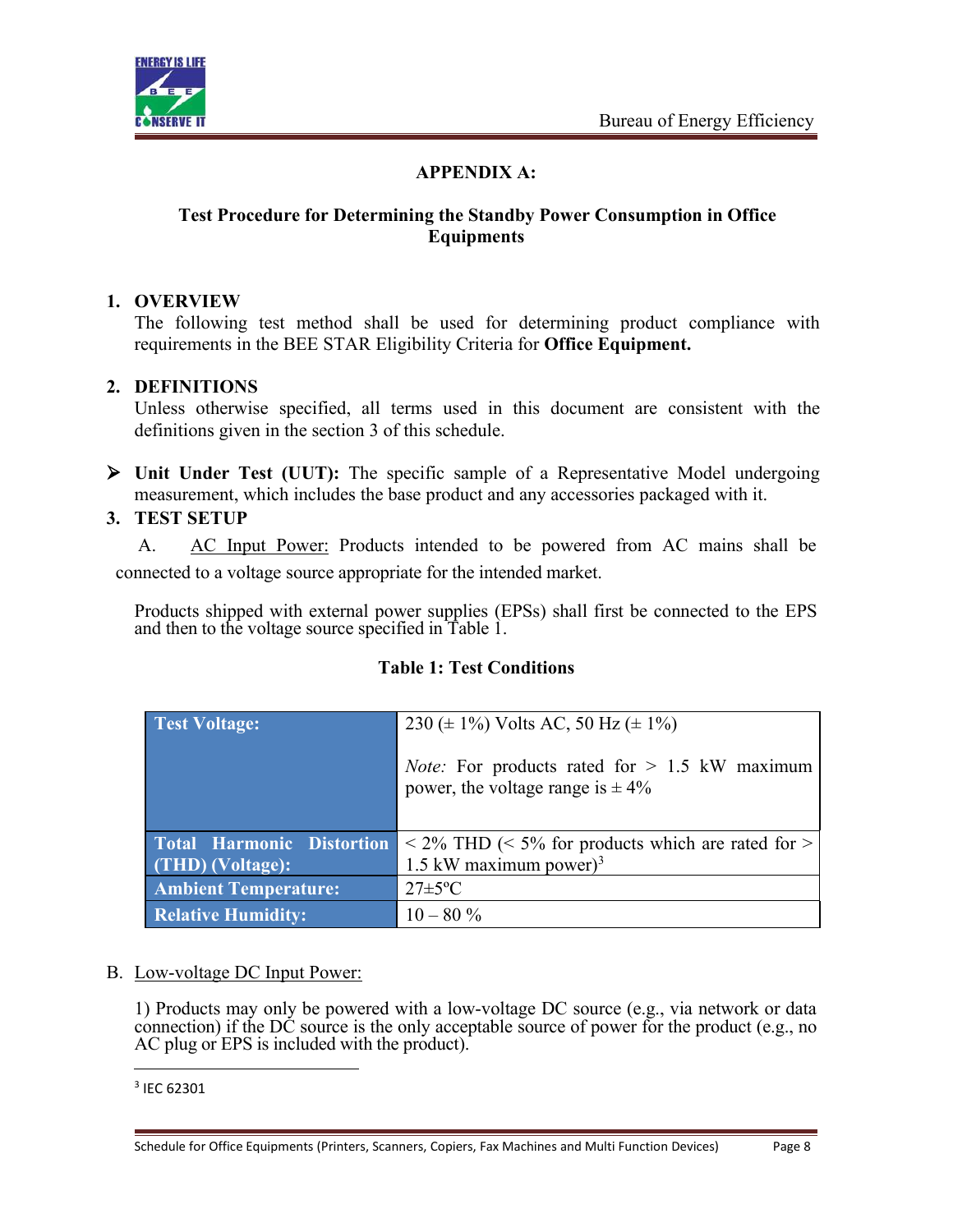## APPENDIX A:

### Test Procedure for Determining the Standby Power Consumption in Office Equipments

**1. OVERVIEW**

The following test method shall be used for determining product compliance with requirements in the BEE STAR Eligibility Criteria for **Office Equipment.**

**2. DEFINITIONS**

Unless otherwise specified, all terms used in this document are consistent with the definitions given in the section 3 of this schedule.

- **Unit Under Test (UUT):** The specific sample of a Representative Model undergoing measurement, which includes the base product and any accessories packaged with it.

**3. TEST SETUP**

A. AC Input Power: Products intended to be powered from AC mains shall be connected to a voltage source appropriate for the intended market.

Products shipped with external power supplies (EPSs) shall first be connected to the EPS and then to the voltage source specified in Table 1.

**Table 1: Test Conditions**

| | |
|---|---|
| **Test Voltage:** | 230 (± 1%) Volts AC, 50 Hz (± 1%)<br><br>*Note:* For products rated for > 1.5 kW maximum power, the voltage range is ± 4% |
| **Total Harmonic Distortion (THD) (Voltage):** | < 2% THD (< 5% for products which are rated for > 1.5 kW maximum power)[3] |
| **Ambient Temperature:** | 27±5ºC |
| **Relative Humidity:** | 10 – 80 % |

B. Low-voltage DC Input Power:

1) Products may only be powered with a low-voltage DC source (e.g., via network or data connection) if the DC source is the only acceptable source of power for the product (e.g., no AC plug or EPS is included with the product).

---

[3] IEC 62301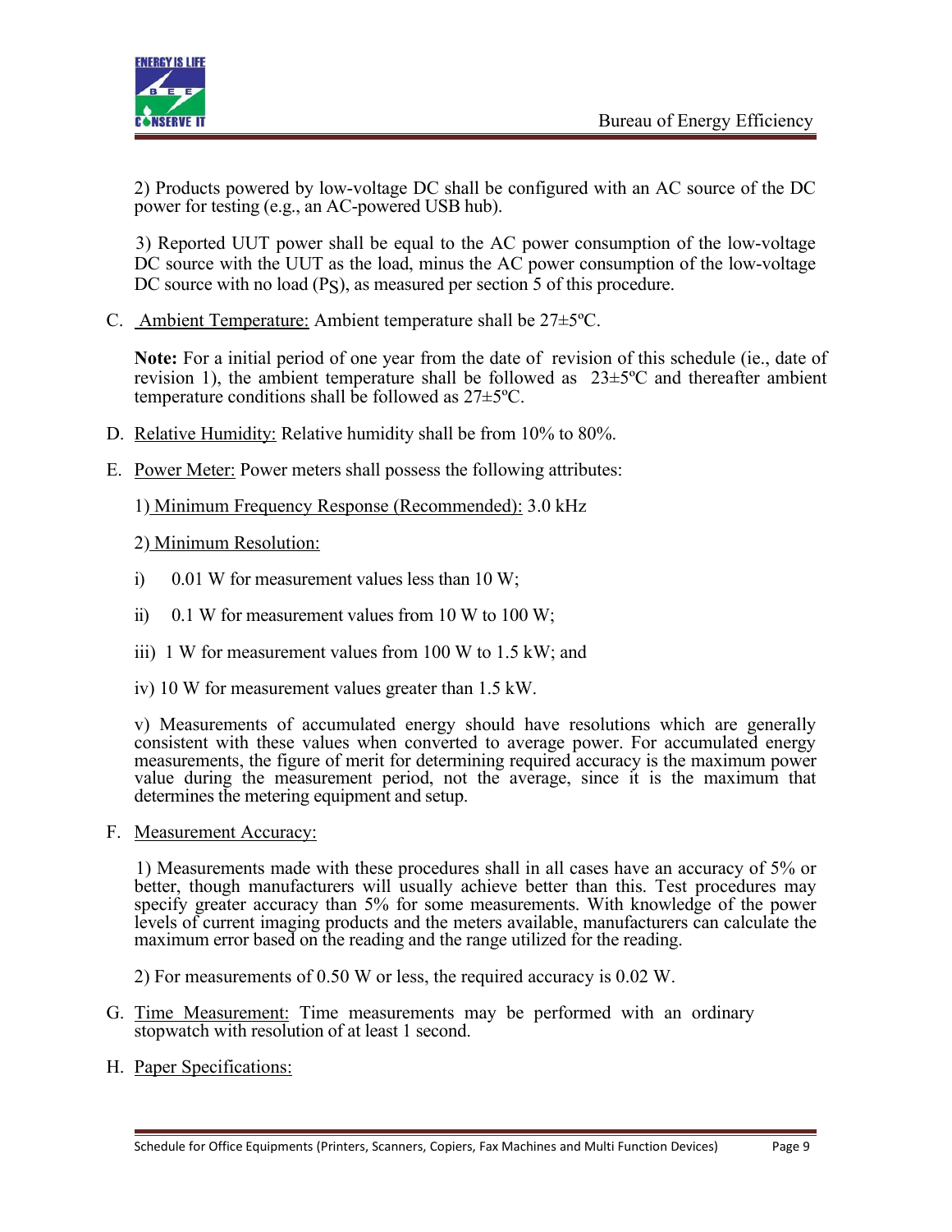2) Products powered by low-voltage DC shall be configured with an AC source of the DC power for testing (e.g., an AC-powered USB hub).

3) Reported UUT power shall be equal to the AC power consumption of the low-voltage DC source with the UUT as the load, minus the AC power consumption of the low-voltage DC source with no load ($P_S$), as measured per section 5 of this procedure.

C. Ambient Temperature: Ambient temperature shall be 27±5ºC.

**Note:** For a initial period of one year from the date of revision of this schedule (ie., date of revision 1), the ambient temperature shall be followed as 23±5ºC and thereafter ambient temperature conditions shall be followed as 27±5ºC.

D. Relative Humidity: Relative humidity shall be from 10% to 80%.

E. Power Meter: Power meters shall possess the following attributes:

1) Minimum Frequency Response (Recommended): 3.0 kHz

2) Minimum Resolution:

i) 0.01 W for measurement values less than 10 W;

ii) 0.1 W for measurement values from 10 W to 100 W;

iii) 1 W for measurement values from 100 W to 1.5 kW; and

iv) 10 W for measurement values greater than 1.5 kW.

v) Measurements of accumulated energy should have resolutions which are generally consistent with these values when converted to average power. For accumulated energy measurements, the figure of merit for determining required accuracy is the maximum power value during the measurement period, not the average, since it is the maximum that determines the metering equipment and setup.

F. Measurement Accuracy:

1) Measurements made with these procedures shall in all cases have an accuracy of 5% or better, though manufacturers will usually achieve better than this. Test procedures may specify greater accuracy than 5% for some measurements. With knowledge of the power levels of current imaging products and the meters available, manufacturers can calculate the maximum error based on the reading and the range utilized for the reading.

2) For measurements of 0.50 W or less, the required accuracy is 0.02 W.

G. Time Measurement: Time measurements may be performed with an ordinary stopwatch with resolution of at least 1 second.

H. Paper Specifications: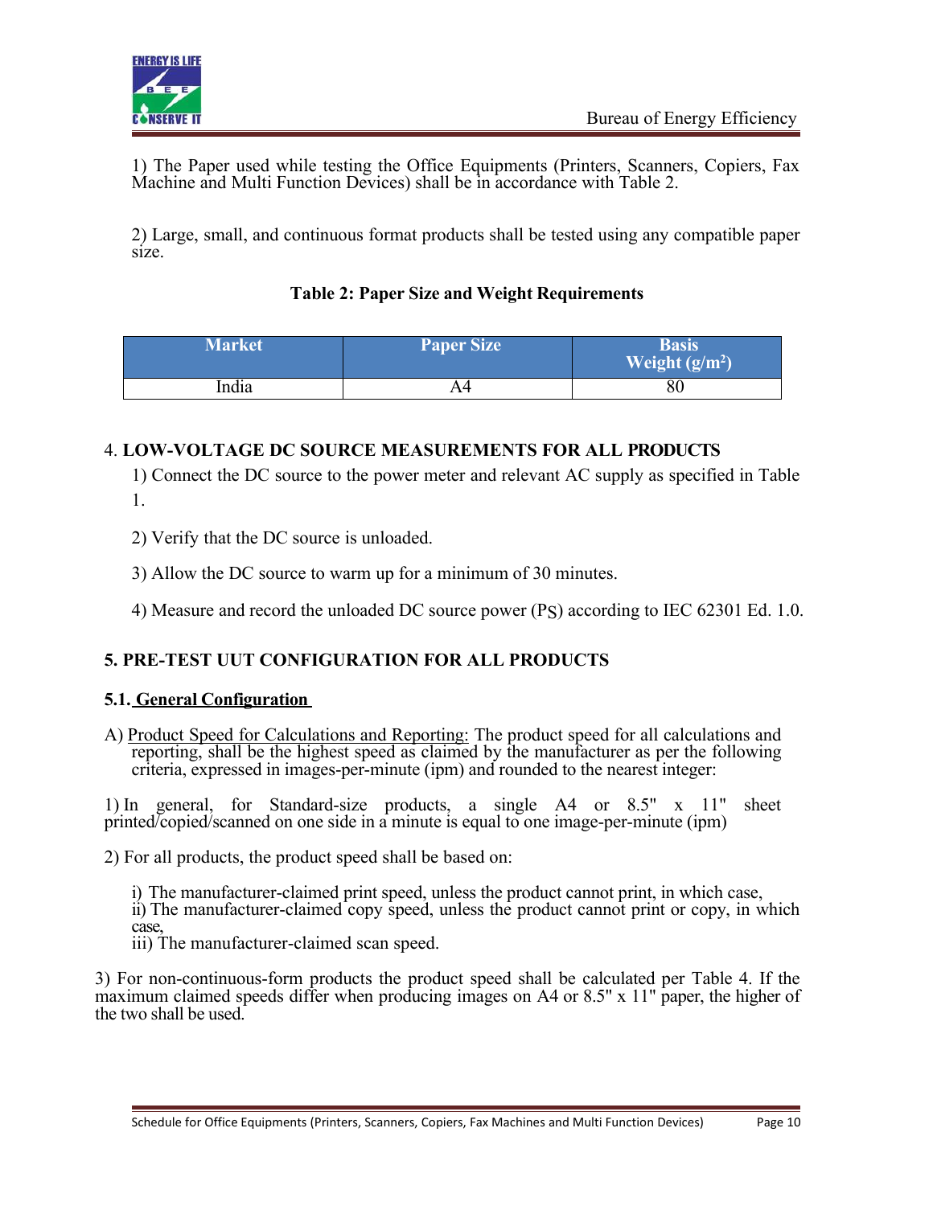1) The Paper used while testing the Office Equipments (Printers, Scanners, Copiers, Fax Machine and Multi Function Devices) shall be in accordance with Table 2.

2) Large, small, and continuous format products shall be tested using any compatible paper size.

**Table 2: Paper Size and Weight Requirements**

| Market | Paper Size | Basis Weight (g/m$^2$) |
|---|---|---|
| India | A4 | 80 |

## 4. LOW-VOLTAGE DC SOURCE MEASUREMENTS FOR ALL PRODUCTS

1) Connect the DC source to the power meter and relevant AC supply as specified in Table 1.

2) Verify that the DC source is unloaded.

3) Allow the DC source to warm up for a minimum of 30 minutes.

4) Measure and record the unloaded DC source power ($P_S$) according to IEC 62301 Ed. 1.0.

## 5. PRE-TEST UUT CONFIGURATION FOR ALL PRODUCTS

### 5.1. General Configuration

A) Product Speed for Calculations and Reporting: The product speed for all calculations and reporting, shall be the highest speed as claimed by the manufacturer as per the following criteria, expressed in images-per-minute (ipm) and rounded to the nearest integer:

1) In general, for Standard-size products, a single A4 or 8.5" x 11" sheet printed/copied/scanned on one side in a minute is equal to one image-per-minute (ipm)

2) For all products, the product speed shall be based on:

i) The manufacturer-claimed print speed, unless the product cannot print, in which case,
ii) The manufacturer-claimed copy speed, unless the product cannot print or copy, in which case,
iii) The manufacturer-claimed scan speed.

3) For non-continuous-form products the product speed shall be calculated per Table 4. If the maximum claimed speeds differ when producing images on A4 or 8.5" x 11" paper, the higher of the two shall be used.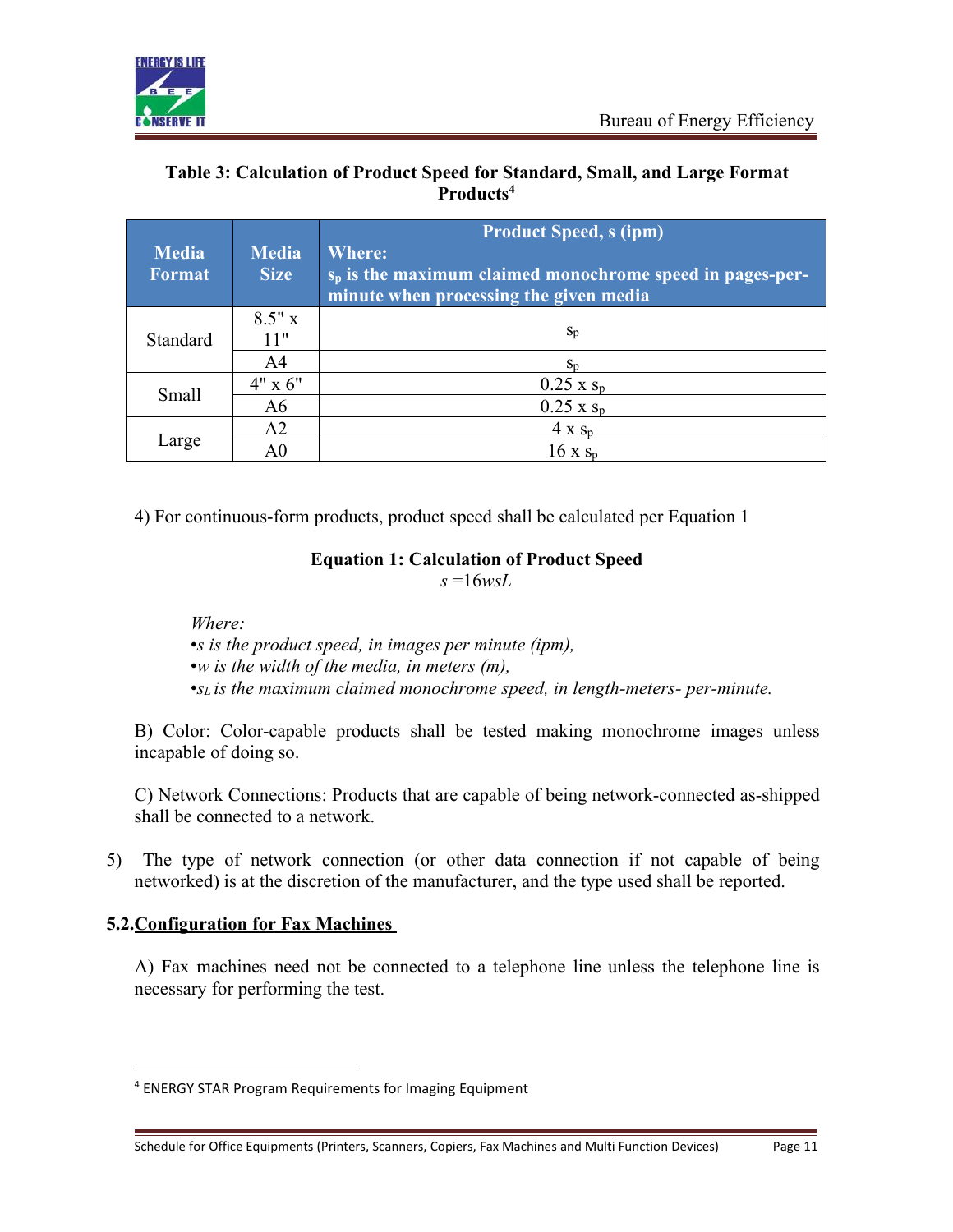**Table 3: Calculation of Product Speed for Standard, Small, and Large Format Products**[4]

| Media Format | Media Size | Product Speed, s (ipm) Where: $s_p$ is the maximum claimed monochrome speed in pages-per-minute when processing the given media |
|---|---|---|
| Standard | 8.5" x 11" | $s_p$ |
| | A4 | $s_p$ |
| Small | 4" x 6" | 0.25 x $s_p$ |
| | A6 | 0.25 x $s_p$ |
| Large | A2 | 4 x $s_p$ |
| | A0 | 16 x $s_p$ |

4) For continuous-form products, product speed shall be calculated per Equation 1

**Equation 1: Calculation of Product Speed**

$$s = 16 w s_L$$

*Where:*

- *s is the product speed, in images per minute (ipm),*
- *w is the width of the media, in meters (m),*
- *$s_L$ is the maximum claimed monochrome speed, in length-meters- per-minute.*

B) Color: Color-capable products shall be tested making monochrome images unless incapable of doing so.

C) Network Connections: Products that are capable of being network-connected as-shipped shall be connected to a network.

5) The type of network connection (or other data connection if not capable of being networked) is at the discretion of the manufacturer, and the type used shall be reported.

### 5.2. Configuration for Fax Machines

A) Fax machines need not be connected to a telephone line unless the telephone line is necessary for performing the test.

---

[4] ENERGY STAR Program Requirements for Imaging Equipment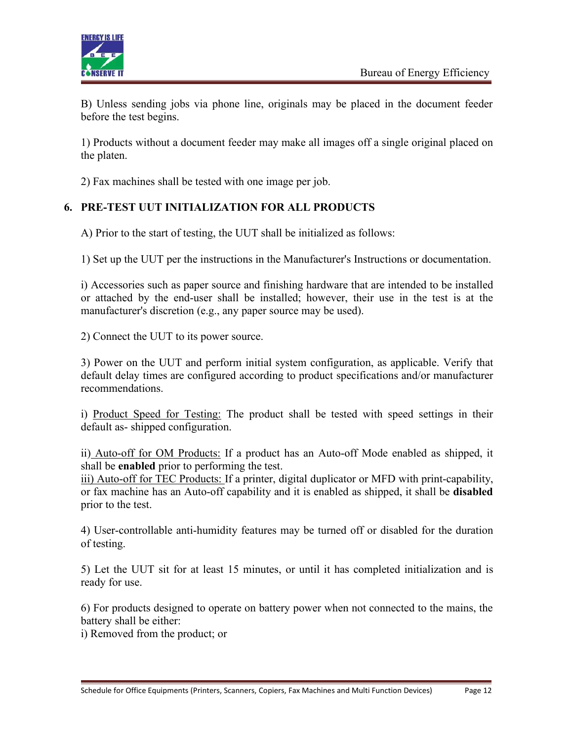B) Unless sending jobs via phone line, originals may be placed in the document feeder before the test begins.

1) Products without a document feeder may make all images off a single original placed on the platen.

2) Fax machines shall be tested with one image per job.

## 6. PRE-TEST UUT INITIALIZATION FOR ALL PRODUCTS

A) Prior to the start of testing, the UUT shall be initialized as follows:

1) Set up the UUT per the instructions in the Manufacturer's Instructions or documentation.

i) Accessories such as paper source and finishing hardware that are intended to be installed or attached by the end-user shall be installed; however, their use in the test is at the manufacturer's discretion (e.g., any paper source may be used).

2) Connect the UUT to its power source.

3) Power on the UUT and perform initial system configuration, as applicable. Verify that default delay times are configured according to product specifications and/or manufacturer recommendations.

i) Product Speed for Testing: The product shall be tested with speed settings in their default as- shipped configuration.

ii) Auto-off for OM Products: If a product has an Auto-off Mode enabled as shipped, it shall be **enabled** prior to performing the test.
iii) Auto-off for TEC Products: If a printer, digital duplicator or MFD with print-capability, or fax machine has an Auto-off capability and it is enabled as shipped, it shall be **disabled** prior to the test.

4) User-controllable anti-humidity features may be turned off or disabled for the duration of testing.

5) Let the UUT sit for at least 15 minutes, or until it has completed initialization and is ready for use.

6) For products designed to operate on battery power when not connected to the mains, the battery shall be either:
i) Removed from the product; or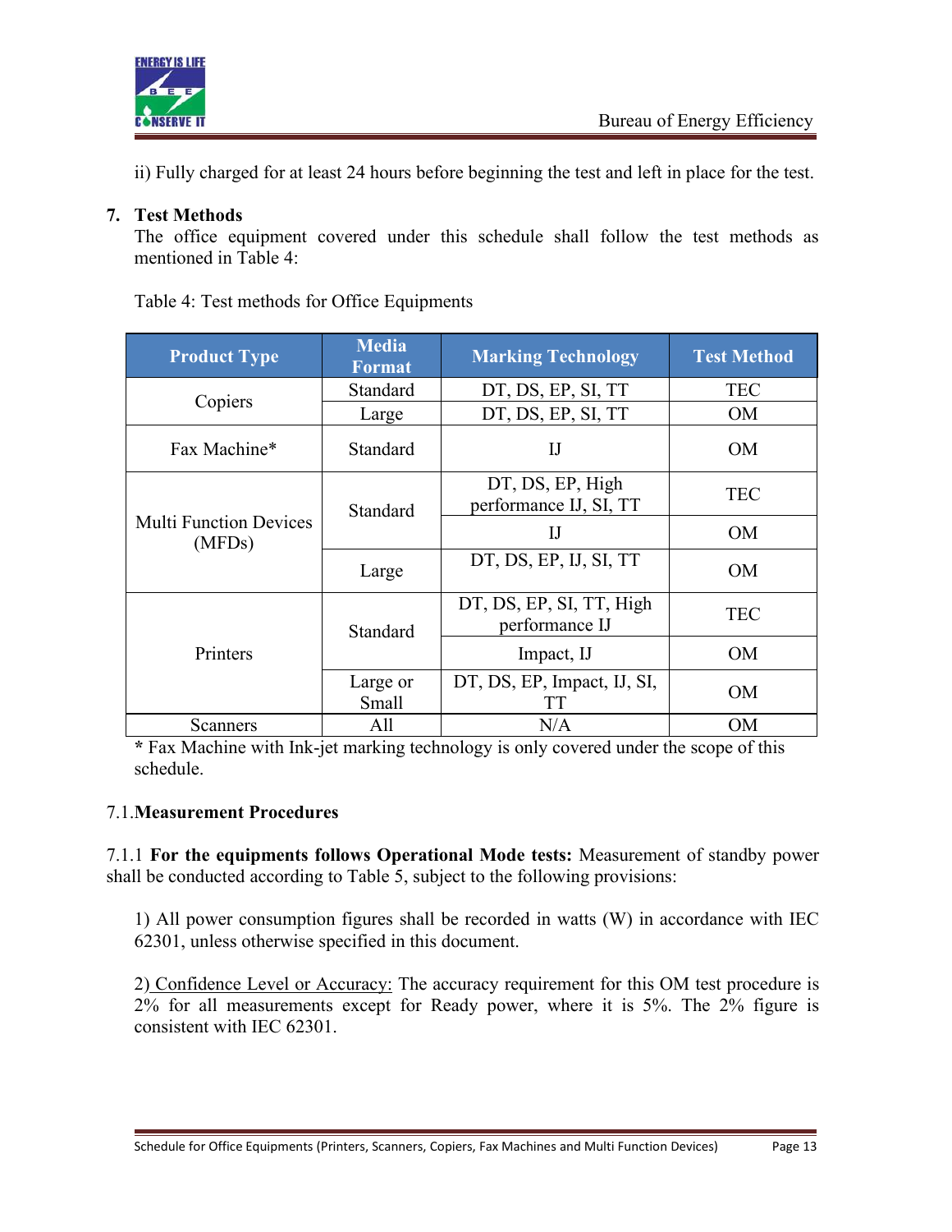ii) Fully charged for at least 24 hours before beginning the test and left in place for the test.

## 7. Test Methods

The office equipment covered under this schedule shall follow the test methods as mentioned in Table 4:

Table 4: Test methods for Office Equipments

| Product Type | Media Format | Marking Technology | Test Method |
|---|---|---|---|
| Copiers | Standard | DT, DS, EP, SI, TT | TEC |
| | Large | DT, DS, EP, SI, TT | OM |
| Fax Machine* | Standard | IJ | OM |
| Multi Function Devices (MFDs) | Standard | DT, DS, EP, High performance IJ, SI, TT | TEC |
| | | IJ | OM |
| | Large | DT, DS, EP, IJ, SI, TT | OM |
| Printers | Standard | DT, DS, EP, SI, TT, High performance IJ | TEC |
| | | Impact, IJ | OM |
| | Large or Small | DT, DS, EP, Impact, IJ, SI, TT | OM |
| Scanners | All | N/A | OM |

**\*** Fax Machine with Ink-jet marking technology is only covered under the scope of this schedule.

### 7.1. Measurement Procedures

7.1.1 **For the equipments follows Operational Mode tests:** Measurement of standby power shall be conducted according to Table 5, subject to the following provisions:

1) All power consumption figures shall be recorded in watts (W) in accordance with IEC 62301, unless otherwise specified in this document.

2) Confidence Level or Accuracy: The accuracy requirement for this OM test procedure is 2% for all measurements except for Ready power, where it is 5%. The 2% figure is consistent with IEC 62301.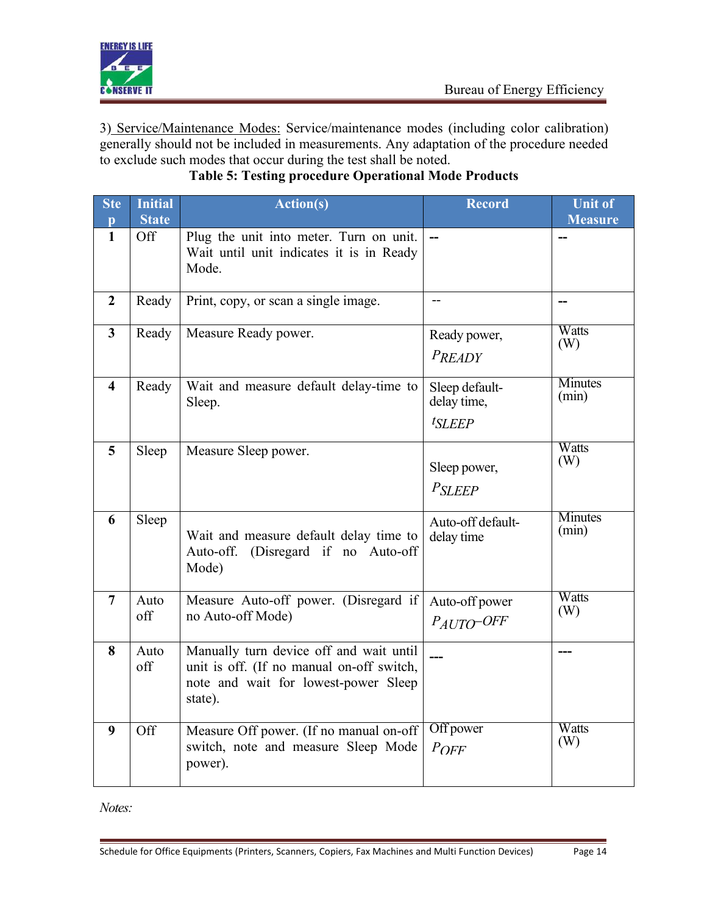3) Service/Maintenance Modes: Service/maintenance modes (including color calibration) generally should not be included in measurements. Any adaptation of the procedure needed to exclude such modes that occur during the test shall be noted.

**Table 5: Testing procedure Operational Mode Products**

| Step | Initial State | Action(s) | Record | Unit of Measure |
|---|---|---|---|---|
| **1** | Off | Plug the unit into meter. Turn on unit. Wait until unit indicates it is in Ready Mode. | -- | -- |
| **2** | Ready | Print, copy, or scan a single image. | -- | -- |
| **3** | Ready | Measure Ready power. | Ready power, $P_{READY}$ | Watts (W) |
| **4** | Ready | Wait and measure default delay-time to Sleep. | Sleep default-delay time, $t_{SLEEP}$ | Minutes (min) |
| **5** | Sleep | Measure Sleep power. | Sleep power, $P_{SLEEP}$ | Watts (W) |
| **6** | Sleep | Wait and measure default delay time to Auto-off. (Disregard if no Auto-off Mode) | Auto-off default-delay time | Minutes (min) |
| **7** | Auto off | Measure Auto-off power. (Disregard if no Auto-off Mode) | Auto-off power $P_{AUTO-OFF}$ | Watts (W) |
| **8** | Auto off | Manually turn device off and wait until unit is off. (If no manual on-off switch, note and wait for lowest-power Sleep state). | --- | --- |
| **9** | Off | Measure Off power. (If no manual on-off switch, note and measure Sleep Mode power). | Off power $P_{OFF}$ | Watts (W) |

*Notes:*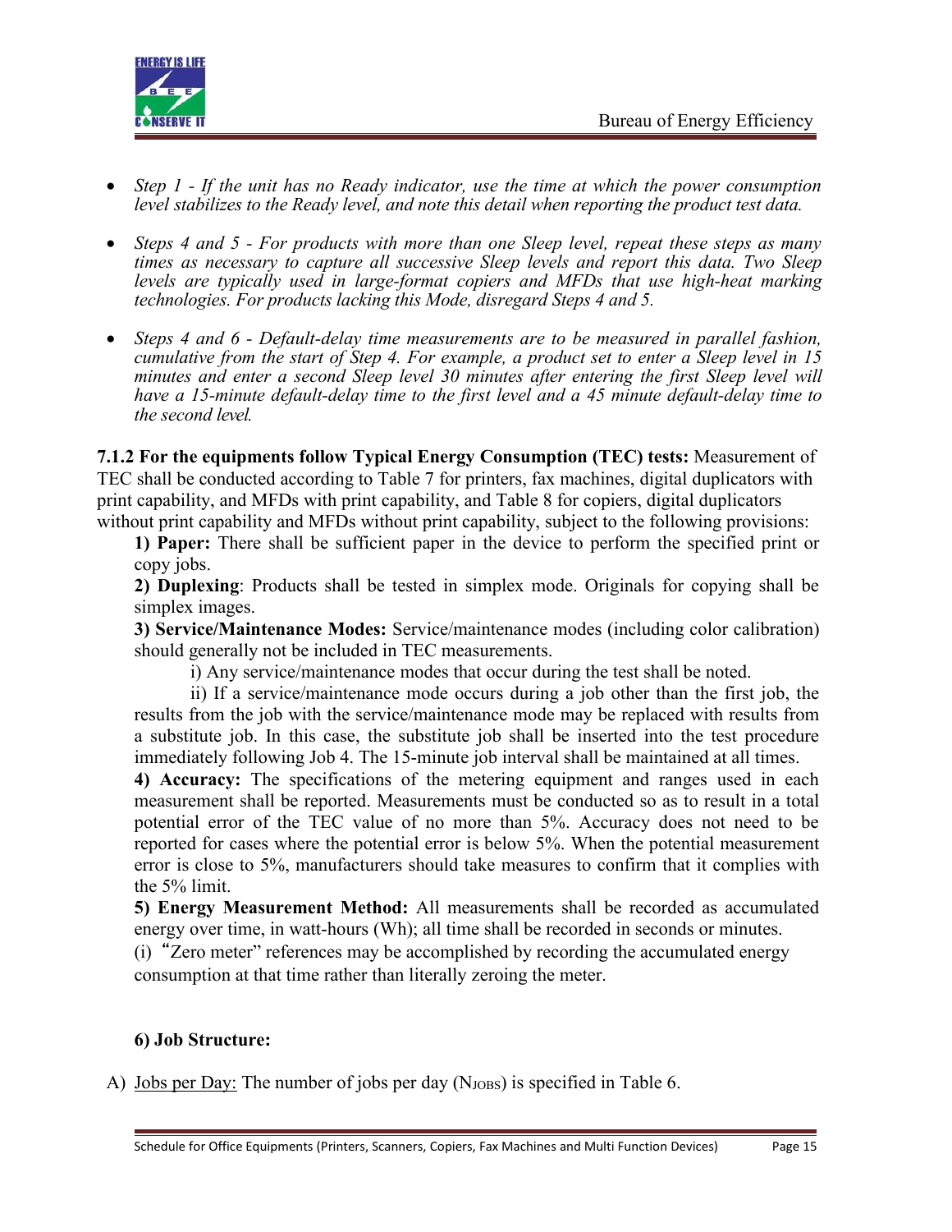- *Step 1 - If the unit has no Ready indicator, use the time at which the power consumption level stabilizes to the Ready level, and note this detail when reporting the product test data.*

- *Steps 4 and 5 - For products with more than one Sleep level, repeat these steps as many times as necessary to capture all successive Sleep levels and report this data. Two Sleep levels are typically used in large-format copiers and MFDs that use high-heat marking technologies. For products lacking this Mode, disregard Steps 4 and 5.*

- *Steps 4 and 6 - Default-delay time measurements are to be measured in parallel fashion, cumulative from the start of Step 4. For example, a product set to enter a Sleep level in 15 minutes and enter a second Sleep level 30 minutes after entering the first Sleep level will have a 15-minute default-delay time to the first level and a 45 minute default-delay time to the second level.*

**7.1.2 For the equipments follow Typical Energy Consumption (TEC) tests:** Measurement of TEC shall be conducted according to Table 7 for printers, fax machines, digital duplicators with print capability, and MFDs with print capability, and Table 8 for copiers, digital duplicators without print capability and MFDs without print capability, subject to the following provisions:

**1) Paper:** There shall be sufficient paper in the device to perform the specified print or copy jobs.

**2) Duplexing**: Products shall be tested in simplex mode. Originals for copying shall be simplex images.

**3) Service/Maintenance Modes:** Service/maintenance modes (including color calibration) should generally not be included in TEC measurements.

i) Any service/maintenance modes that occur during the test shall be noted.

ii) If a service/maintenance mode occurs during a job other than the first job, the results from the job with the service/maintenance mode may be replaced with results from a substitute job. In this case, the substitute job shall be inserted into the test procedure immediately following Job 4. The 15-minute job interval shall be maintained at all times.

**4) Accuracy:** The specifications of the metering equipment and ranges used in each measurement shall be reported. Measurements must be conducted so as to result in a total potential error of the TEC value of no more than 5%. Accuracy does not need to be reported for cases where the potential error is below 5%. When the potential measurement error is close to 5%, manufacturers should take measures to confirm that it complies with the 5% limit.

**5) Energy Measurement Method:** All measurements shall be recorded as accumulated energy over time, in watt-hours (Wh); all time shall be recorded in seconds or minutes.

(i) "Zero meter" references may be accomplished by recording the accumulated energy consumption at that time rather than literally zeroing the meter.

**6) Job Structure:**

A) Jobs per Day: The number of jobs per day ($N_{JOBS}$) is specified in Table 6.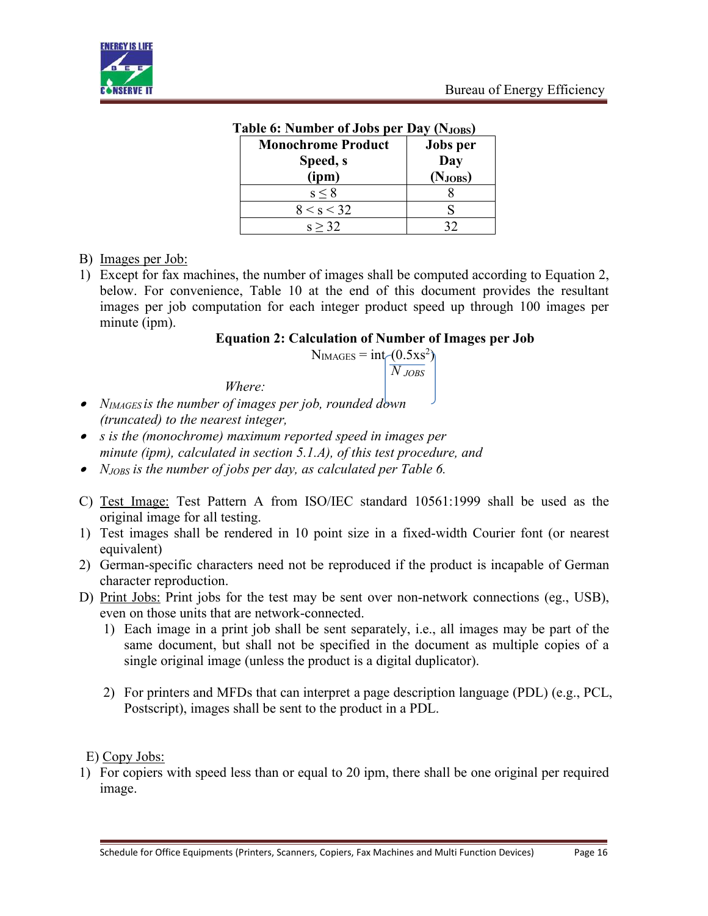**Table 6: Number of Jobs per Day ($N_{JOBS}$)**

| Monochrome Product Speed, s (ipm) | Jobs per Day ($N_{JOBS}$) |
|---|---|
| $s \leq 8$ | 8 |
| $8 < s < 32$ | S |
| $s \geq 32$ | 32 |

B) Images per Job:

1) Except for fax machines, the number of images shall be computed according to Equation 2, below. For convenience, Table 10 at the end of this document provides the resultant images per job computation for each integer product speed up through 100 images per minute (ipm).

**Equation 2: Calculation of Number of Images per Job**

$$N_{IMAGES} = \text{int}\left(\frac{0.5 \times s^2}{N_{JOBS}}\right)$$

*Where:*

- $N_{IMAGES}$ *is the number of images per job, rounded down (truncated) to the nearest integer,*
- *s is the (monochrome) maximum reported speed in images per minute (ipm), calculated in section 5.1.A), of this test procedure, and*
- $N_{JOBS}$ *is the number of jobs per day, as calculated per Table 6.*

C) Test Image: Test Pattern A from ISO/IEC standard 10561:1999 shall be used as the original image for all testing.

1) Test images shall be rendered in 10 point size in a fixed-width Courier font (or nearest equivalent)
2) German-specific characters need not be reproduced if the product is incapable of German character reproduction.

D) Print Jobs: Print jobs for the test may be sent over non-network connections (eg., USB), even on those units that are network-connected.

1) Each image in a print job shall be sent separately, i.e., all images may be part of the same document, but shall not be specified in the document as multiple copies of a single original image (unless the product is a digital duplicator).
2) For printers and MFDs that can interpret a page description language (PDL) (e.g., PCL, Postscript), images shall be sent to the product in a PDL.

E) Copy Jobs:

1) For copiers with speed less than or equal to 20 ipm, there shall be one original per required image.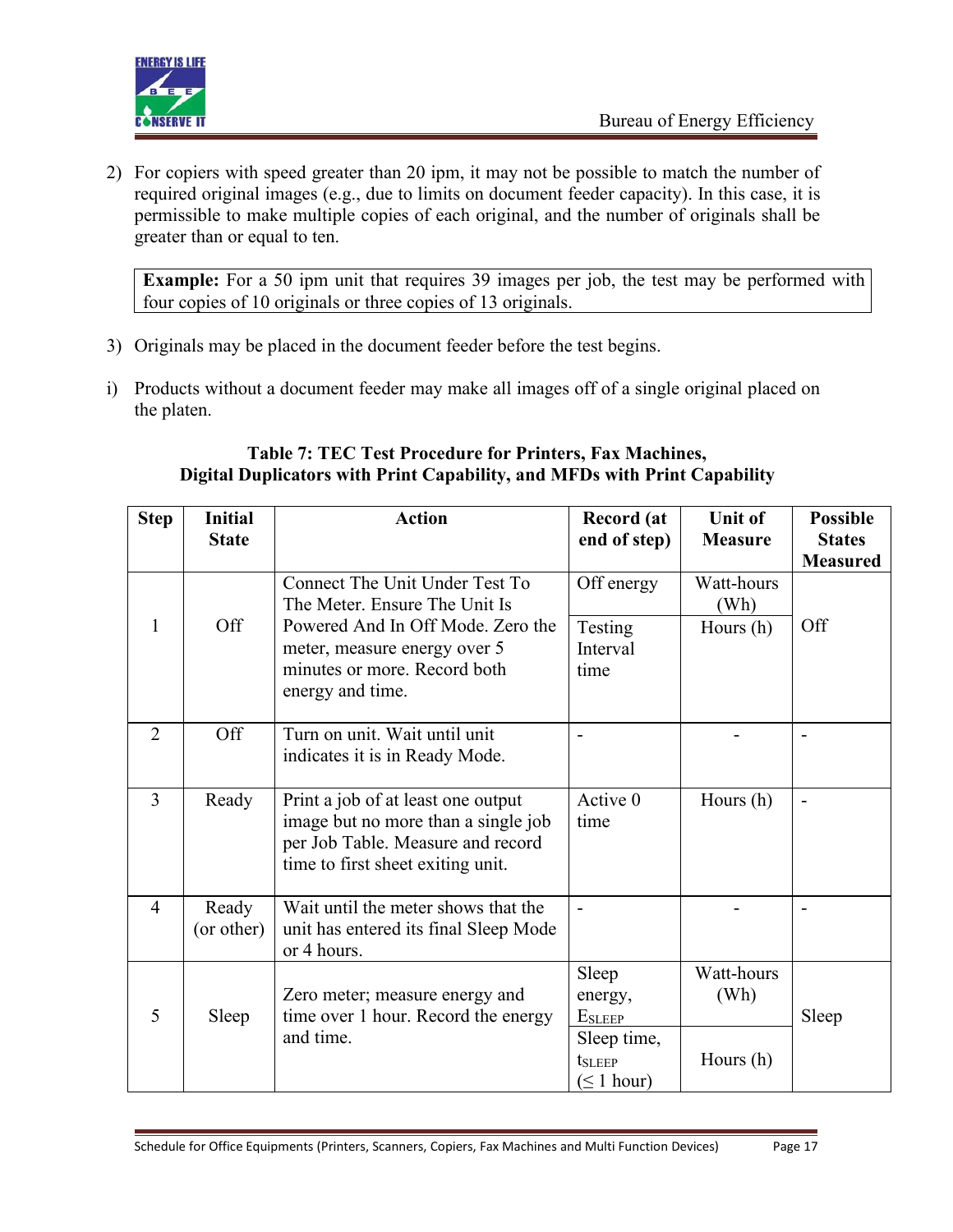2) For copiers with speed greater than 20 ipm, it may not be possible to match the number of required original images (e.g., due to limits on document feeder capacity). In this case, it is permissible to make multiple copies of each original, and the number of originals shall be greater than or equal to ten.

> **Example:** For a 50 ipm unit that requires 39 images per job, the test may be performed with four copies of 10 originals or three copies of 13 originals.

3) Originals may be placed in the document feeder before the test begins.

i) Products without a document feeder may make all images off of a single original placed on the platen.

**Table 7: TEC Test Procedure for Printers, Fax Machines, Digital Duplicators with Print Capability, and MFDs with Print Capability**

| Step | Initial State | Action | Record (at end of step) | Unit of Measure | Possible States Measured |
|---|---|---|---|---|---|
| 1 | Off | Connect The Unit Under Test To The Meter. Ensure The Unit Is Powered And In Off Mode. Zero the meter, measure energy over 5 minutes or more. Record both energy and time. | Off energy | Watt-hours (Wh) | Off |
| | | | Testing Interval time | Hours (h) | |
| 2 | Off | Turn on unit. Wait until unit indicates it is in Ready Mode. | - | - | - |
| 3 | Ready | Print a job of at least one output image but no more than a single job per Job Table. Measure and record time to first sheet exiting unit. | Active 0 time | Hours (h) | - |
| 4 | Ready (or other) | Wait until the meter shows that the unit has entered its final Sleep Mode or 4 hours. | - | - | - |
| 5 | Sleep | Zero meter; measure energy and time over 1 hour. Record the energy and time. | Sleep energy, $E_{SLEEP}$ | Watt-hours (Wh) | Sleep |
| | | | Sleep time, $t_{SLEEP}$ ($\leq$ 1 hour) | Hours (h) | |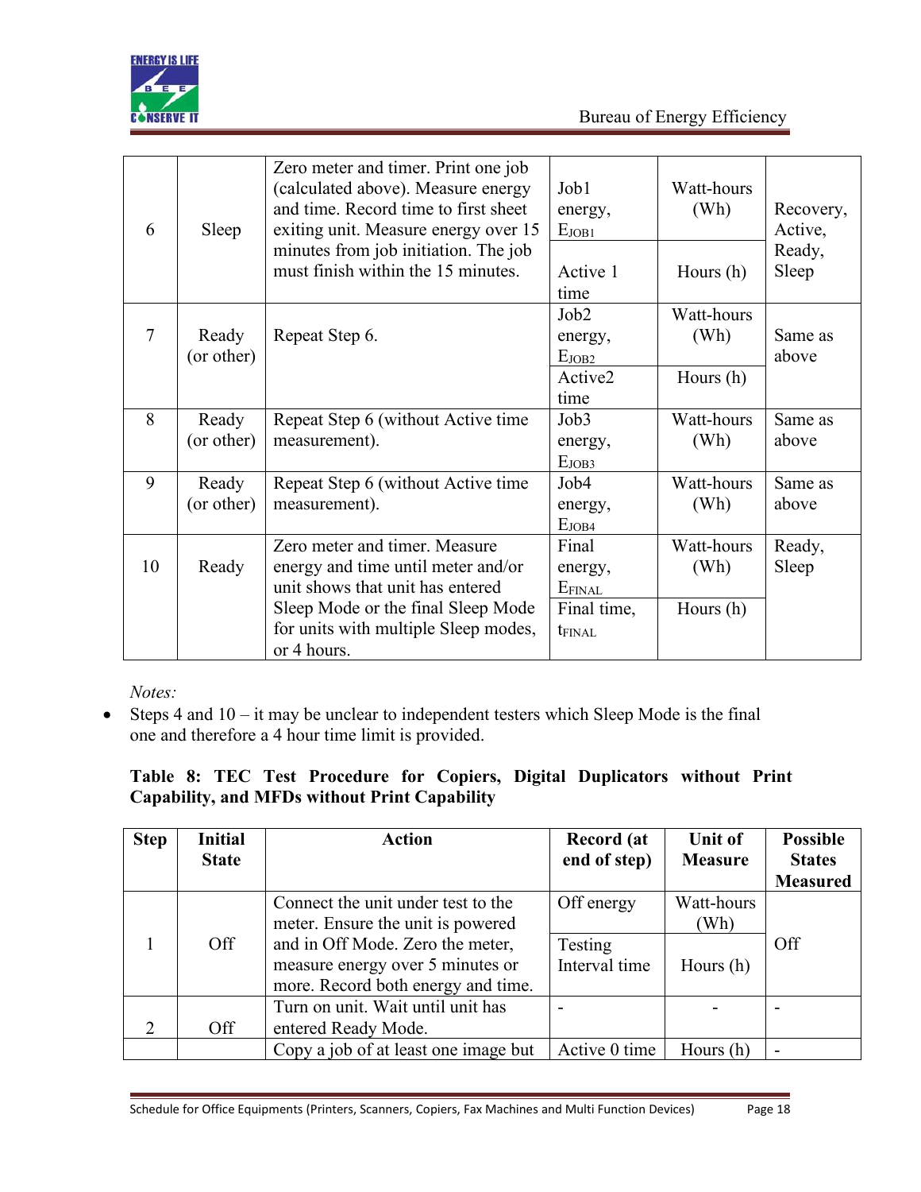| | | | | | |
|---|---|---|---|---|---|
| 6 | Sleep | Zero meter and timer. Print one job (calculated above). Measure energy and time. Record time to first sheet exiting unit. Measure energy over 15 minutes from job initiation. The job must finish within the 15 minutes. | Job1 energy, $E_{JOB1}$ | Watt-hours (Wh) | Recovery, Active, Ready, Sleep |
| | | | Active 1 time | Hours (h) | |
| 7 | Ready (or other) | Repeat Step 6. | Job2 energy, $E_{JOB2}$ | Watt-hours (Wh) | Same as above |
| | | | Active2 time | Hours (h) | |
| 8 | Ready (or other) | Repeat Step 6 (without Active time measurement). | Job3 energy, $E_{JOB3}$ | Watt-hours (Wh) | Same as above |
| 9 | Ready (or other) | Repeat Step 6 (without Active time measurement). | Job4 energy, $E_{JOB4}$ | Watt-hours (Wh) | Same as above |
| 10 | Ready | Zero meter and timer. Measure energy and time until meter and/or unit shows that unit has entered Sleep Mode or the final Sleep Mode for units with multiple Sleep modes, or 4 hours. | Final energy, $E_{FINAL}$ | Watt-hours (Wh) | Ready, Sleep |
| | | | Final time, $t_{FINAL}$ | Hours (h) | |

*Notes:*

- Steps 4 and 10 – it may be unclear to independent testers which Sleep Mode is the final one and therefore a 4 hour time limit is provided.

**Table 8: TEC Test Procedure for Copiers, Digital Duplicators without Print Capability, and MFDs without Print Capability**

| Step | Initial State | Action | Record (at end of step) | Unit of Measure | Possible States Measured |
|---|---|---|---|---|---|
| 1 | Off | Connect the unit under test to the meter. Ensure the unit is powered and in Off Mode. Zero the meter, measure energy over 5 minutes or more. Record both energy and time. | Off energy | Watt-hours (Wh) | Off |
| | | | Testing Interval time | Hours (h) | |
| 2 | Off | Turn on unit. Wait until unit has entered Ready Mode. | - | - | - |
| | | Copy a job of at least one image but | Active 0 time | Hours (h) | - |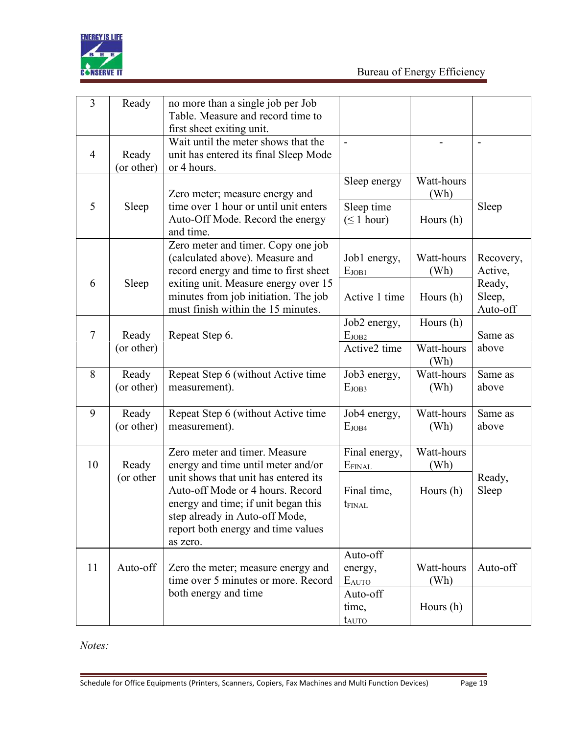| 3 | Ready | no more than a single job per Job Table. Measure and record time to first sheet exiting unit. | | | |
|---|---|---|---|---|---|
| 4 | Ready (or other) | Wait until the meter shows that the unit has entered its final Sleep Mode or 4 hours. | - | - | - |
| 5 | Sleep | Zero meter; measure energy and time over 1 hour or until unit enters Auto-Off Mode. Record the energy and time. | Sleep energy | Watt-hours (Wh) | Sleep |
| | | | Sleep time ($\leq$ 1 hour) | Hours (h) | |
| 6 | Sleep | Zero meter and timer. Copy one job (calculated above). Measure and record energy and time to first sheet exiting unit. Measure energy over 15 minutes from job initiation. The job must finish within the 15 minutes. | Job1 energy, $E_{JOB1}$ | Watt-hours (Wh) | Recovery, Active, Ready, Sleep, Auto-off |
| | | | Active 1 time | Hours (h) | |
| 7 | Ready (or other) | Repeat Step 6. | Job2 energy, $E_{JOB2}$ | Hours (h) | Same as above |
| | | | Active2 time | Watt-hours (Wh) | |
| 8 | Ready (or other) | Repeat Step 6 (without Active time measurement). | Job3 energy, $E_{JOB3}$ | Watt-hours (Wh) | Same as above |
| 9 | Ready (or other) | Repeat Step 6 (without Active time measurement). | Job4 energy, $E_{JOB4}$ | Watt-hours (Wh) | Same as above |
| 10 | Ready (or other | Zero meter and timer. Measure energy and time until meter and/or unit shows that unit has entered its Auto-off Mode or 4 hours. Record energy and time; if unit began this step already in Auto-off Mode, report both energy and time values as zero. | Final energy, $E_{FINAL}$ | Watt-hours (Wh) | Ready, Sleep |
| | | | Final time, $t_{FINAL}$ | Hours (h) | |
| 11 | Auto-off | Zero the meter; measure energy and time over 5 minutes or more. Record both energy and time | Auto-off energy, $E_{AUTO}$ | Watt-hours (Wh) | Auto-off |
| | | | Auto-off time, $t_{AUTO}$ | Hours (h) | |

*Notes:*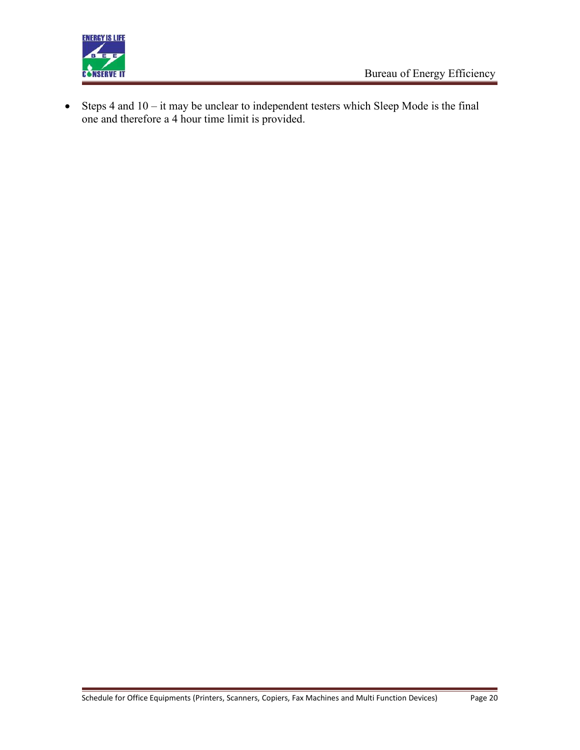- Steps 4 and 10 – it may be unclear to independent testers which Sleep Mode is the final one and therefore a 4 hour time limit is provided.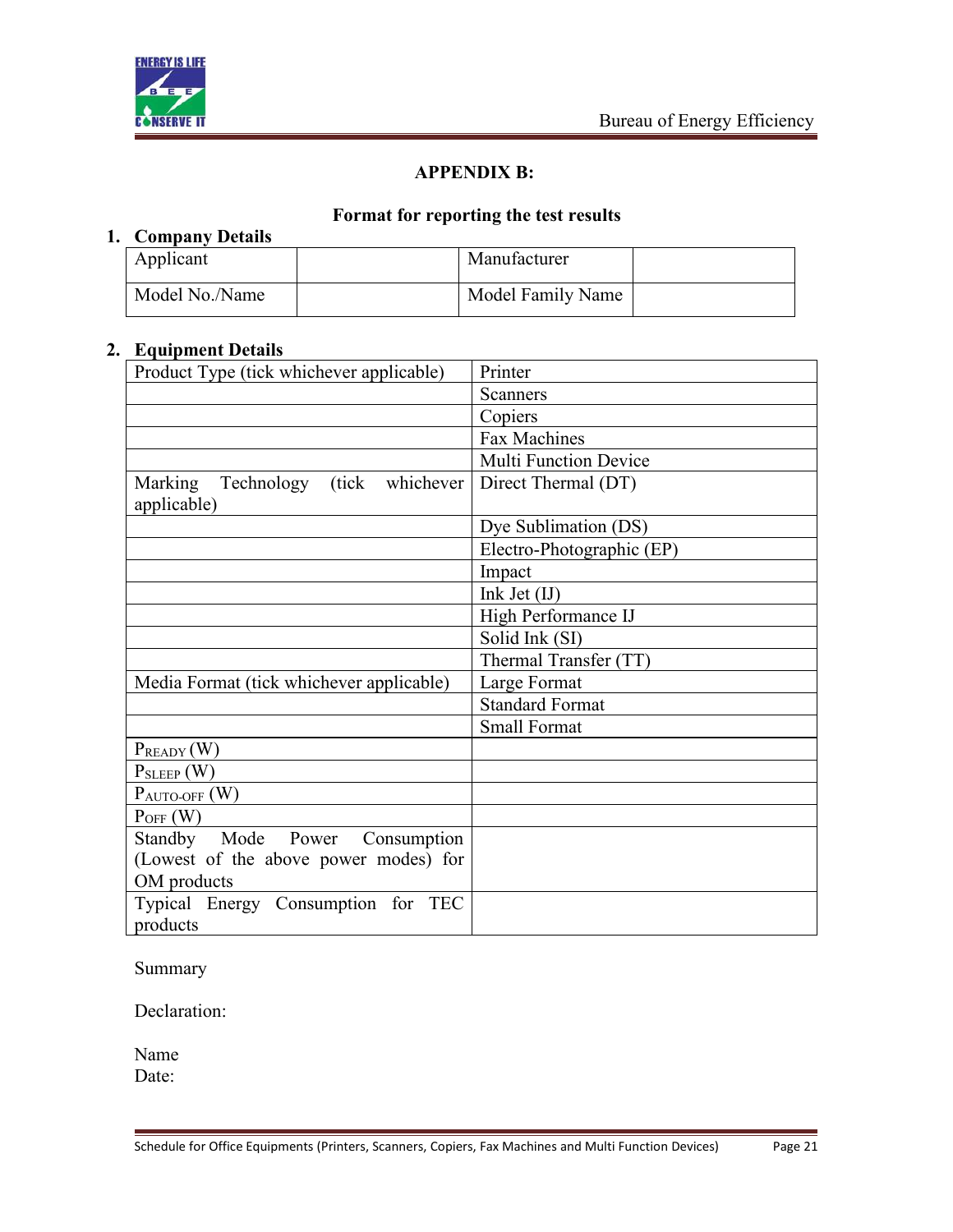## APPENDIX B:

### Format for reporting the test results

1. **Company Details**

| Applicant | | Manufacturer | |
|---|---|---|---|
| Model No./Name | | Model Family Name | |

2. **Equipment Details**

| Product Type (tick whichever applicable) | Printer |
|---|---|
| | Scanners |
| | Copiers |
| | Fax Machines |
| | Multi Function Device |
| Marking Technology (tick whichever applicable) | Direct Thermal (DT) |
| | Dye Sublimation (DS) |
| | Electro-Photographic (EP) |
| | Impact |
| | Ink Jet (IJ) |
| | High Performance IJ |
| | Solid Ink (SI) |
| | Thermal Transfer (TT) |
| Media Format (tick whichever applicable) | Large Format |
| | Standard Format |
| | Small Format |
| $P_{READY}$ (W) | |
| $P_{SLEEP}$ (W) | |
| $P_{AUTO\text{-}OFF}$ (W) | |
| $P_{OFF}$ (W) | |
| Standby Mode Power Consumption (Lowest of the above power modes) for OM products | |
| Typical Energy Consumption for TEC products | |

Summary

Declaration:

Name
Date: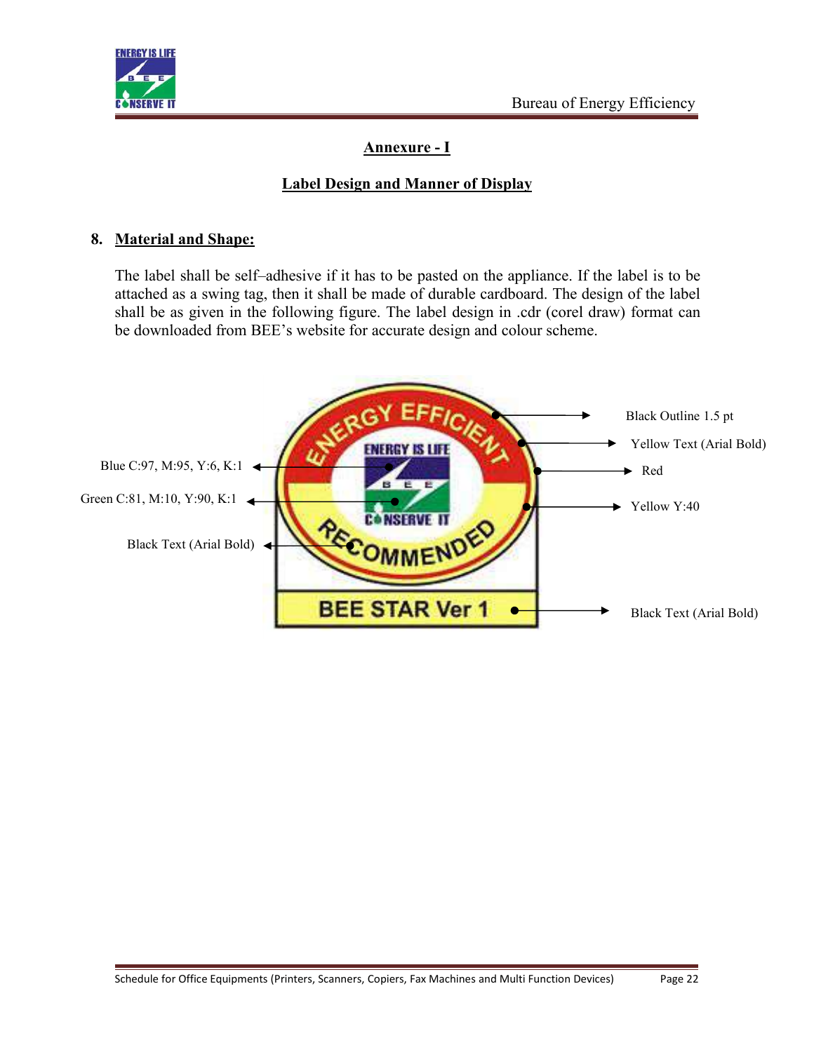## Annexure - I

### Label Design and Manner of Display

**8. Material and Shape:**

The label shall be self–adhesive if it has to be pasted on the appliance. If the label is to be attached as a swing tag, then it shall be made of durable cardboard. The design of the label shall be as given in the following figure. The label design in .cdr (corel draw) format can be downloaded from BEE's website for accurate design and colour scheme.

ENERGY EFFICIENT

ENERGY IS LIFE

B E E

CONSERVE IT

RECOMMENDED

BEE STAR Ver 1

Black Outline 1.5 pt

Yellow Text (Arial Bold)

Red

Yellow Y:40

Black Text (Arial Bold)

Blue C:97, M:95, Y:6, K:1

Green C:81, M:10, Y:90, K:1

Black Text (Arial Bold)